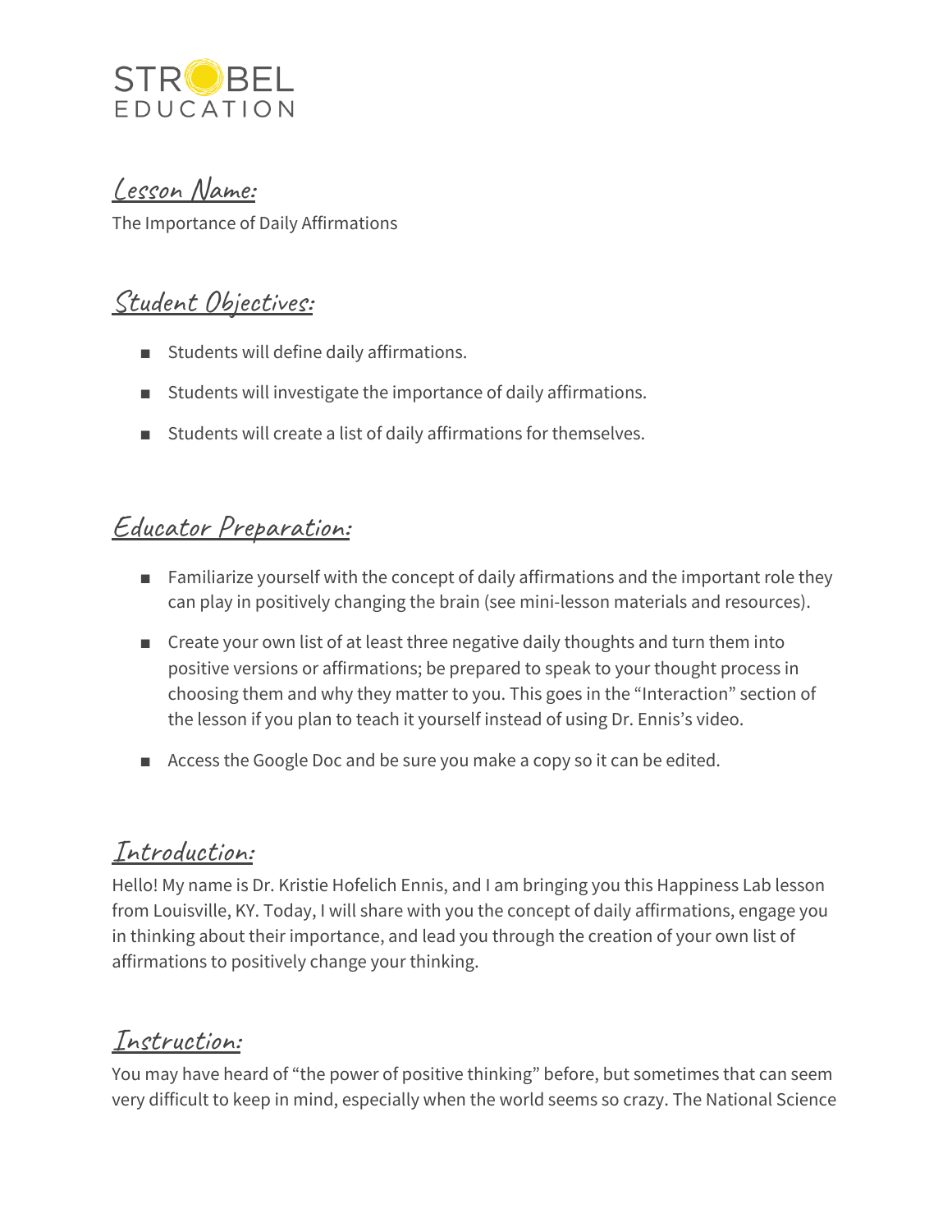STROBEL EDUCATION

## Lesson Name:

The Importance of Daily Affirmations

## Student Objectives:

- Students will define daily affirmations.
- Students will investigate the importance of daily affirmations.
- Students will create a list of daily affirmations for themselves.

## Educator Preparation:

- Familiarize yourself with the concept of daily affirmations and the important role they can play in positively changing the brain (see mini-lesson materials and resources).
- Create your own list of at least three negative daily thoughts and turn them into positive versions or affirmations; be prepared to speak to your thought process in choosing them and why they matter to you. This goes in the "Interaction" section of the lesson if you plan to teach it yourself instead of using Dr. Ennis's video.
- Access the Google Doc and be sure you make a copy so it can be edited.

## Introduction:

Hello! My name is Dr. Kristie Hofelich Ennis, and I am bringing you this Happiness Lab lesson from Louisville, KY. Today, I will share with you the concept of daily affirmations, engage you in thinking about their importance, and lead you through the creation of your own list of affirmations to positively change your thinking.

## Instruction:

You may have heard of "the power of positive thinking" before, but sometimes that can seem very difficult to keep in mind, especially when the world seems so crazy. The National Science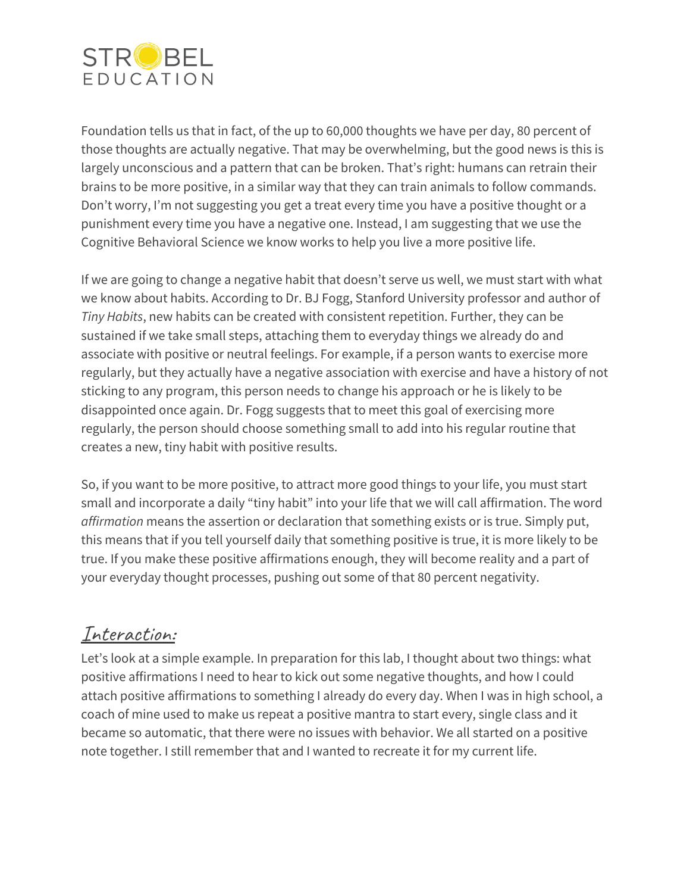Foundation tells us that in fact, of the up to 60,000 thoughts we have per day, 80 percent of those thoughts are actually negative. That may be overwhelming, but the good news is this is largely unconscious and a pattern that can be broken. That's right: humans can retrain their brains to be more positive, in a similar way that they can train animals to follow commands. Don't worry, I'm not suggesting you get a treat every time you have a positive thought or a punishment every time you have a negative one. Instead, I am suggesting that we use the Cognitive Behavioral Science we know works to help you live a more positive life.

If we are going to change a negative habit that doesn't serve us well, we must start with what we know about habits. According to Dr. BJ Fogg, Stanford University professor and author of *Tiny Habits*, new habits can be created with consistent repetition. Further, they can be sustained if we take small steps, attaching them to everyday things we already do and associate with positive or neutral feelings. For example, if a person wants to exercise more regularly, but they actually have a negative association with exercise and have a history of not sticking to any program, this person needs to change his approach or he is likely to be disappointed once again. Dr. Fogg suggests that to meet this goal of exercising more regularly, the person should choose something small to add into his regular routine that creates a new, tiny habit with positive results.

So, if you want to be more positive, to attract more good things to your life, you must start small and incorporate a daily "tiny habit" into your life that we will call affirmation. The word *affirmation* means the assertion or declaration that something exists or is true. Simply put, this means that if you tell yourself daily that something positive is true, it is more likely to be true. If you make these positive affirmations enough, they will become reality and a part of your everyday thought processes, pushing out some of that 80 percent negativity.

## Interaction:

Let's look at a simple example. In preparation for this lab, I thought about two things: what positive affirmations I need to hear to kick out some negative thoughts, and how I could attach positive affirmations to something I already do every day. When I was in high school, a coach of mine used to make us repeat a positive mantra to start every, single class and it became so automatic, that there were no issues with behavior. We all started on a positive note together. I still remember that and I wanted to recreate it for my current life.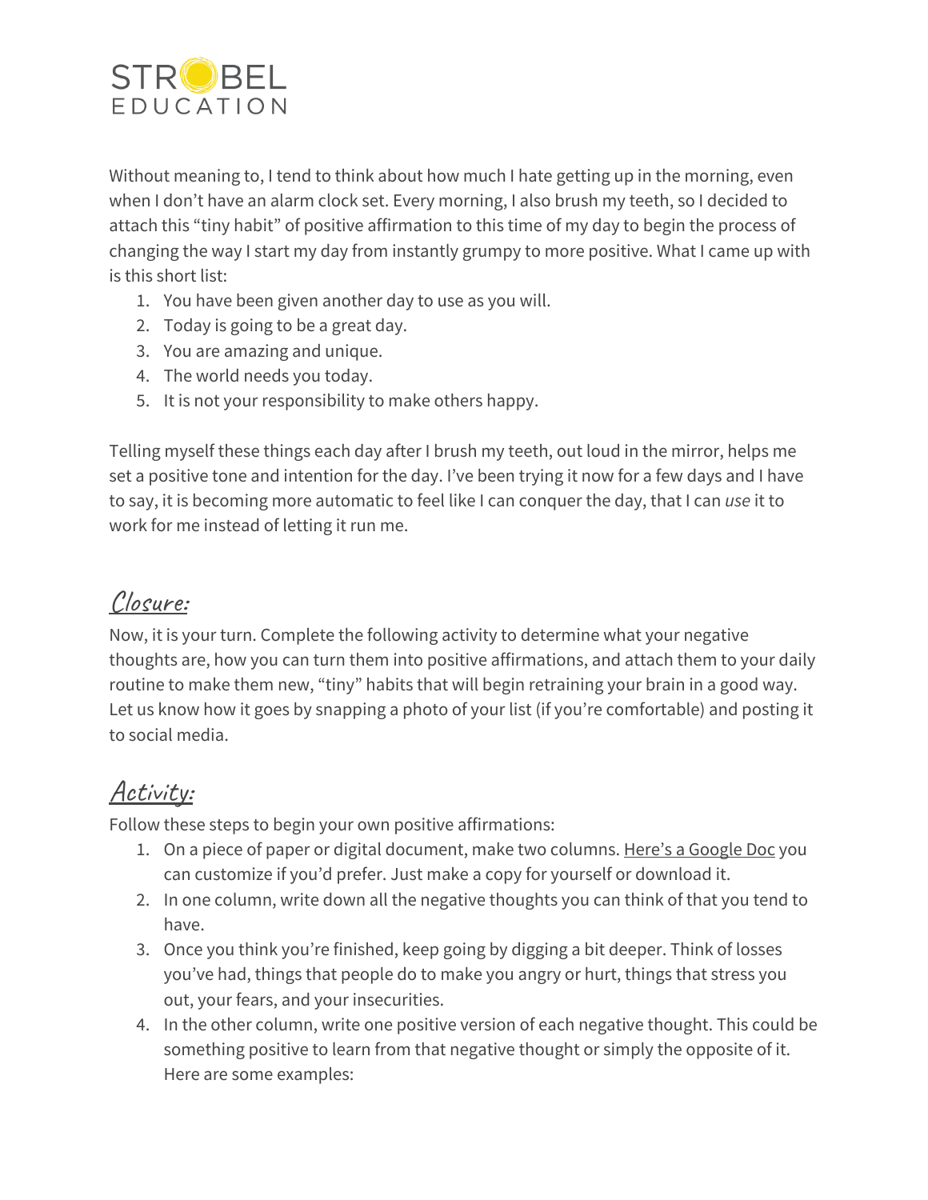Without meaning to, I tend to think about how much I hate getting up in the morning, even when I don't have an alarm clock set. Every morning, I also brush my teeth, so I decided to attach this "tiny habit" of positive affirmation to this time of my day to begin the process of changing the way I start my day from instantly grumpy to more positive. What I came up with is this short list:

1. You have been given another day to use as you will.
2. Today is going to be a great day.
3. You are amazing and unique.
4. The world needs you today.
5. It is not your responsibility to make others happy.

Telling myself these things each day after I brush my teeth, out loud in the mirror, helps me set a positive tone and intention for the day. I've been trying it now for a few days and I have to say, it is becoming more automatic to feel like I can conquer the day, that I can *use* it to work for me instead of letting it run me.

## Closure:

Now, it is your turn. Complete the following activity to determine what your negative thoughts are, how you can turn them into positive affirmations, and attach them to your daily routine to make them new, "tiny" habits that will begin retraining your brain in a good way. Let us know how it goes by snapping a photo of your list (if you're comfortable) and posting it to social media.

## Activity:

Follow these steps to begin your own positive affirmations:

1. On a piece of paper or digital document, make two columns. Here's a Google Doc you can customize if you'd prefer. Just make a copy for yourself or download it.
2. In one column, write down all the negative thoughts you can think of that you tend to have.
3. Once you think you're finished, keep going by digging a bit deeper. Think of losses you've had, things that people do to make you angry or hurt, things that stress you out, your fears, and your insecurities.
4. In the other column, write one positive version of each negative thought. This could be something positive to learn from that negative thought or simply the opposite of it. Here are some examples: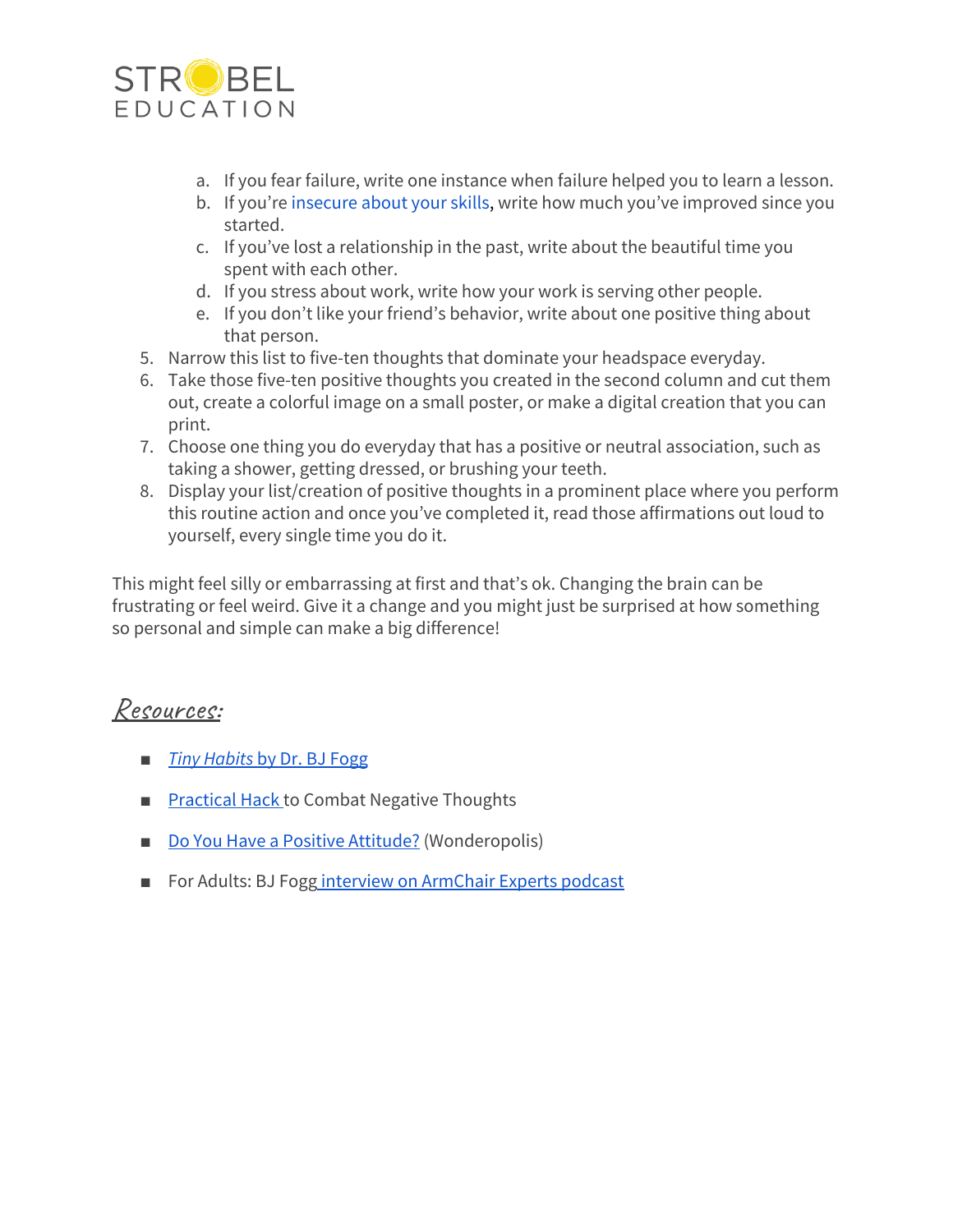a. If you fear failure, write one instance when failure helped you to learn a lesson.
   b. If you're insecure about your skills, write how much you've improved since you started.
   c. If you've lost a relationship in the past, write about the beautiful time you spent with each other.
   d. If you stress about work, write how your work is serving other people.
   e. If you don't like your friend's behavior, write about one positive thing about that person.
5. Narrow this list to five-ten thoughts that dominate your headspace everyday.
6. Take those five-ten positive thoughts you created in the second column and cut them out, create a colorful image on a small poster, or make a digital creation that you can print.
7. Choose one thing you do everyday that has a positive or neutral association, such as taking a shower, getting dressed, or brushing your teeth.
8. Display your list/creation of positive thoughts in a prominent place where you perform this routine action and once you've completed it, read those affirmations out loud to yourself, every single time you do it.

This might feel silly or embarrassing at first and that's ok. Changing the brain can be frustrating or feel weird. Give it a change and you might just be surprised at how something so personal and simple can make a big difference!

## *Resources:*

- *Tiny Habits* by Dr. BJ Fogg
- Practical Hack to Combat Negative Thoughts
- Do You Have a Positive Attitude? (Wonderopolis)
- For Adults: BJ Fogg interview on ArmChair Experts podcast